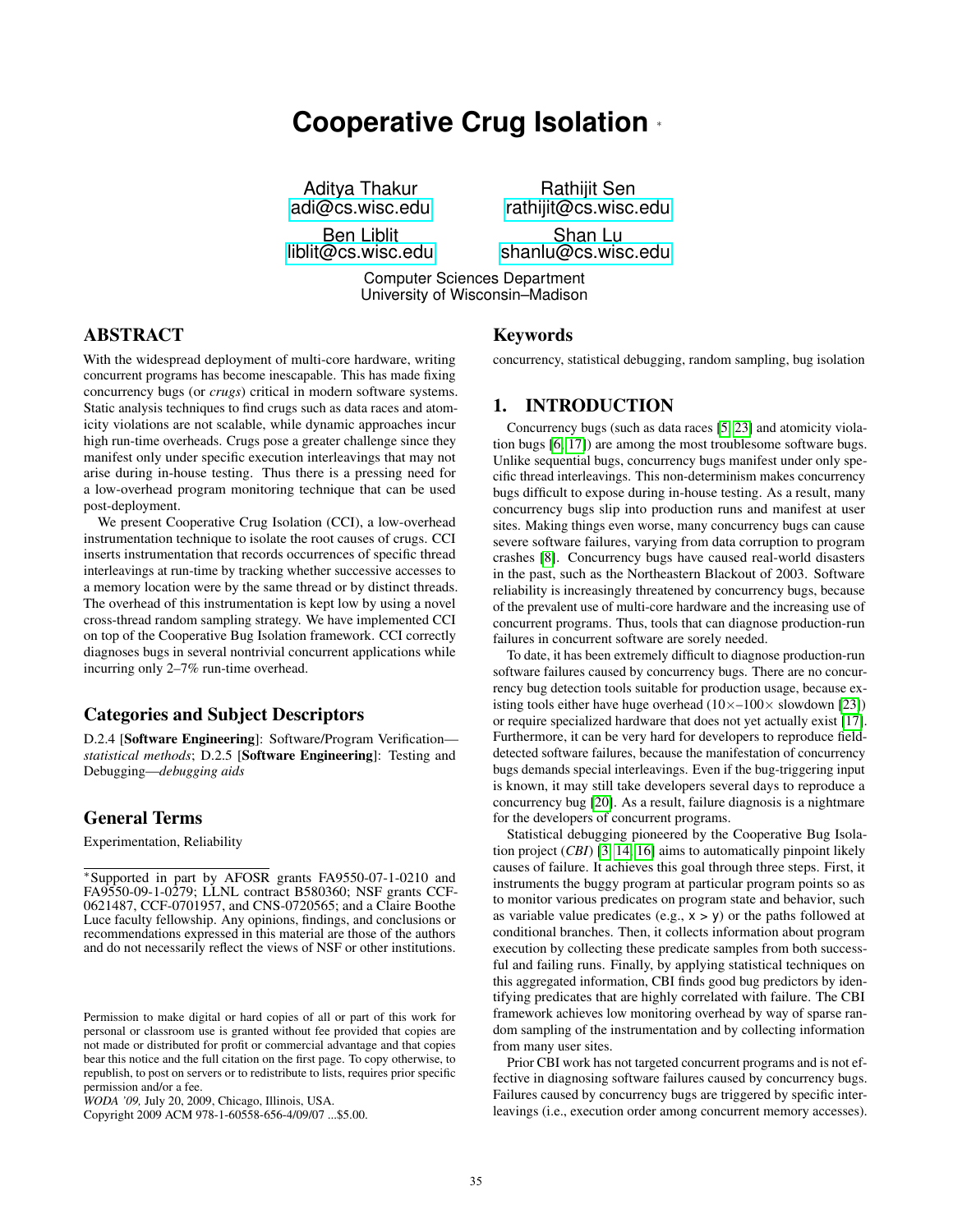# Cooperative Crug Isolation *

Aditya Thakur
adi@cs.wisc.edu

Rathijit Sen
rathijit@cs.wisc.edu

Ben Liblit
liblit@cs.wisc.edu

Shan Lu
shanlu@cs.wisc.edu

Computer Sciences Department
University of Wisconsin–Madison

## ABSTRACT

With the widespread deployment of multi-core hardware, writing concurrent programs has become inescapable. This has made fixing concurrency bugs (or *crugs*) critical in modern software systems. Static analysis techniques to find crugs such as data races and atomicity violations are not scalable, while dynamic approaches incur high run-time overheads. Crugs pose a greater challenge since they manifest only under specific execution interleavings that may not arise during in-house testing. Thus there is a pressing need for a low-overhead program monitoring technique that can be used post-deployment.

We present Cooperative Crug Isolation (CCI), a low-overhead instrumentation technique to isolate the root causes of crugs. CCI inserts instrumentation that records occurrences of specific thread interleavings at run-time by tracking whether successive accesses to a memory location were by the same thread or by distinct threads. The overhead of this instrumentation is kept low by using a novel cross-thread random sampling strategy. We have implemented CCI on top of the Cooperative Bug Isolation framework. CCI correctly diagnoses bugs in several nontrivial concurrent applications while incurring only 2–7% run-time overhead.

### Categories and Subject Descriptors

D.2.4 [**Software Engineering**]: Software/Program Verification—*statistical methods*; D.2.5 [**Software Engineering**]: Testing and Debugging—*debugging aids*

### General Terms

Experimentation, Reliability

*Supported in part by AFOSR grants FA9550-07-1-0210 and FA9550-09-1-0279; LLNL contract B580360; NSF grants CCF-0621487, CCF-0701957, and CNS-0720565; and a Claire Boothe Luce faculty fellowship. Any opinions, findings, and conclusions or recommendations expressed in this material are those of the authors and do not necessarily reflect the views of NSF or other institutions.

Permission to make digital or hard copies of all or part of this work for personal or classroom use is granted without fee provided that copies are not made or distributed for profit or commercial advantage and that copies bear this notice and the full citation on the first page. To copy otherwise, to republish, to post on servers or to redistribute to lists, requires prior specific permission and/or a fee.
*WODA '09,* July 20, 2009, Chicago, Illinois, USA.
Copyright 2009 ACM 978-1-60558-656-4/09/07 ...$5.00.

## Keywords

concurrency, statistical debugging, random sampling, bug isolation

## 1. INTRODUCTION

Concurrency bugs (such as data races [5, 23] and atomicity violation bugs [6, 17]) are among the most troublesome software bugs. Unlike sequential bugs, concurrency bugs manifest under only specific thread interleavings. This non-determinism makes concurrency bugs difficult to expose during in-house testing. As a result, many concurrency bugs slip into production runs and manifest at user sites. Making things even worse, many concurrency bugs can cause severe software failures, varying from data corruption to program crashes [8]. Concurrency bugs have caused real-world disasters in the past, such as the Northeastern Blackout of 2003. Software reliability is increasingly threatened by concurrency bugs, because of the prevalent use of multi-core hardware and the increasing use of concurrent programs. Thus, tools that can diagnose production-run failures in concurrent software are sorely needed.

To date, it has been extremely difficult to diagnose production-run software failures caused by concurrency bugs. There are no concurrency bug detection tools suitable for production usage, because existing tools either have huge overhead (10×–100× slowdown [23]) or require specialized hardware that does not yet actually exist [17]. Furthermore, it can be very hard for developers to reproduce field-detected software failures, because the manifestation of concurrency bugs demands special interleavings. Even if the bug-triggering input is known, it may still take developers several days to reproduce a concurrency bug [20]. As a result, failure diagnosis is a nightmare for the developers of concurrent programs.

Statistical debugging pioneered by the Cooperative Bug Isolation project (*CBI*) [3, 14, 16] aims to automatically pinpoint likely causes of failure. It achieves this goal through three steps. First, it instruments the buggy program at particular program points so as to monitor various predicates on program state and behavior, such as variable value predicates (e.g., `x > y`) or the paths followed at conditional branches. Then, it collects information about program execution by collecting these predicate samples from both successful and failing runs. Finally, by applying statistical techniques on this aggregated information, CBI finds good bug predictors by identifying predicates that are highly correlated with failure. The CBI framework achieves low monitoring overhead by way of sparse random sampling of the instrumentation and by collecting information from many user sites.

Prior CBI work has not targeted concurrent programs and is not effective in diagnosing software failures caused by concurrency bugs. Failures caused by concurrency bugs are triggered by specific interleavings (i.e., execution order among concurrent memory accesses).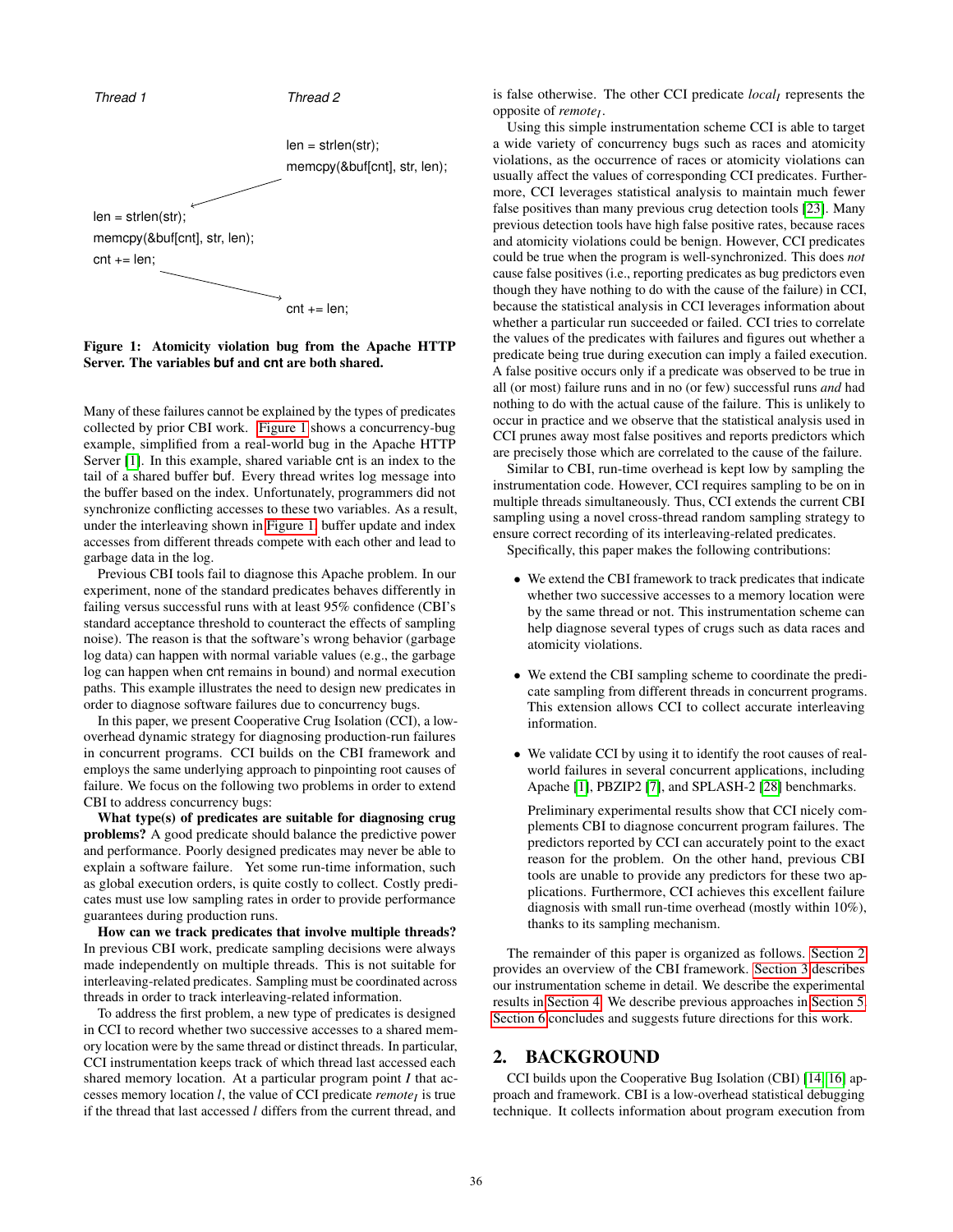Thread 1

Thread 2

```
                                   len = strlen(str);
                                   memcpy(&buf[cnt], str, len);
len = strlen(str);
memcpy(&buf[cnt], str, len);
cnt += len;
                                   cnt += len;
```

**Figure 1: Atomicity violation bug from the Apache HTTP Server. The variables buf and cnt are both shared.**

Many of these failures cannot be explained by the types of predicates collected by prior CBI work. Figure 1 shows a concurrency-bug example, simplified from a real-world bug in the Apache HTTP Server [1]. In this example, shared variable cnt is an index to the tail of a shared buffer buf. Every thread writes log message into the buffer based on the index. Unfortunately, programmers did not synchronize conflicting accesses to these two variables. As a result, under the interleaving shown in Figure 1, buffer update and index accesses from different threads compete with each other and lead to garbage data in the log.

Previous CBI tools fail to diagnose this Apache problem. In our experiment, none of the standard predicates behaves differently in failing versus successful runs with at least 95% confidence (CBI's standard acceptance threshold to counteract the effects of sampling noise). The reason is that the software's wrong behavior (garbage log data) can happen with normal variable values (e.g., the garbage log can happen when cnt remains in bound) and normal execution paths. This example illustrates the need to design new predicates in order to diagnose software failures due to concurrency bugs.

In this paper, we present Cooperative Crug Isolation (CCI), a low-overhead dynamic strategy for diagnosing production-run failures in concurrent programs. CCI builds on the CBI framework and employs the same underlying approach to pinpointing root causes of failure. We focus on the following two problems in order to extend CBI to address concurrency bugs:

**What type(s) of predicates are suitable for diagnosing crug problems?** A good predicate should balance the predictive power and performance. Poorly designed predicates may never be able to explain a software failure. Yet some run-time information, such as global execution orders, is quite costly to collect. Costly predicates must use low sampling rates in order to provide performance guarantees during production runs.

**How can we track predicates that involve multiple threads?** In previous CBI work, predicate sampling decisions were always made independently on multiple threads. This is not suitable for interleaving-related predicates. Sampling must be coordinated across threads in order to track interleaving-related information.

To address the first problem, a new type of predicates is designed in CCI to record whether two successive accesses to a shared memory location were by the same thread or distinct threads. In particular, CCI instrumentation keeps track of which thread last accessed each shared memory location. At a particular program point $I$ that accesses memory location $l$, the value of CCI predicate $remote_I$ is true if the thread that last accessed $l$ differs from the current thread, and is false otherwise. The other CCI predicate $local_I$ represents the opposite of $remote_I$.

Using this simple instrumentation scheme CCI is able to target a wide variety of concurrency bugs such as races and atomicity violations, as the occurrence of races or atomicity violations can usually affect the values of corresponding CCI predicates. Furthermore, CCI leverages statistical analysis to maintain much fewer false positives than many previous crug detection tools [23]. Many previous detection tools have high false positive rates, because races and atomicity violations could be benign. However, CCI predicates could be true when the program is well-synchronized. This does *not* cause false positives (i.e., reporting predicates as bug predictors even though they have nothing to do with the cause of the failure) in CCI, because the statistical analysis in CCI leverages information about whether a particular run succeeded or failed. CCI tries to correlate the values of the predicates with failures and figures out whether a predicate being true during execution can imply a failed execution. A false positive occurs only if a predicate was observed to be true in all (or most) failure runs and in no (or few) successful runs *and* had nothing to do with the actual cause of the failure. This is unlikely to occur in practice and we observe that the statistical analysis used in CCI prunes away most false positives and reports predictors which are precisely those which are correlated to the cause of the failure.

Similar to CBI, run-time overhead is kept low by sampling the instrumentation code. However, CCI requires sampling to be on in multiple threads simultaneously. Thus, CCI extends the current CBI sampling using a novel cross-thread random sampling strategy to ensure correct recording of its interleaving-related predicates.

Specifically, this paper makes the following contributions:

- We extend the CBI framework to track predicates that indicate whether two successive accesses to a memory location were by the same thread or not. This instrumentation scheme can help diagnose several types of crugs such as data races and atomicity violations.

- We extend the CBI sampling scheme to coordinate the predicate sampling from different threads in concurrent programs. This extension allows CCI to collect accurate interleaving information.

- We validate CCI by using it to identify the root causes of real-world failures in several concurrent applications, including Apache [1], PBZIP2 [7], and SPLASH-2 [28] benchmarks.

  Preliminary experimental results show that CCI nicely complements CBI to diagnose concurrent program failures. The predictors reported by CCI can accurately point to the exact reason for the problem. On the other hand, previous CBI tools are unable to provide any predictors for these two applications. Furthermore, CCI achieves this excellent failure diagnosis with small run-time overhead (mostly within 10%), thanks to its sampling mechanism.

The remainder of this paper is organized as follows. Section 2 provides an overview of the CBI framework. Section 3 describes our instrumentation scheme in detail. We describe the experimental results in Section 4. We describe previous approaches in Section 5. Section 6 concludes and suggests future directions for this work.

## 2. BACKGROUND

CCI builds upon the Cooperative Bug Isolation (CBI) [14, 16] approach and framework. CBI is a low-overhead statistical debugging technique. It collects information about program execution from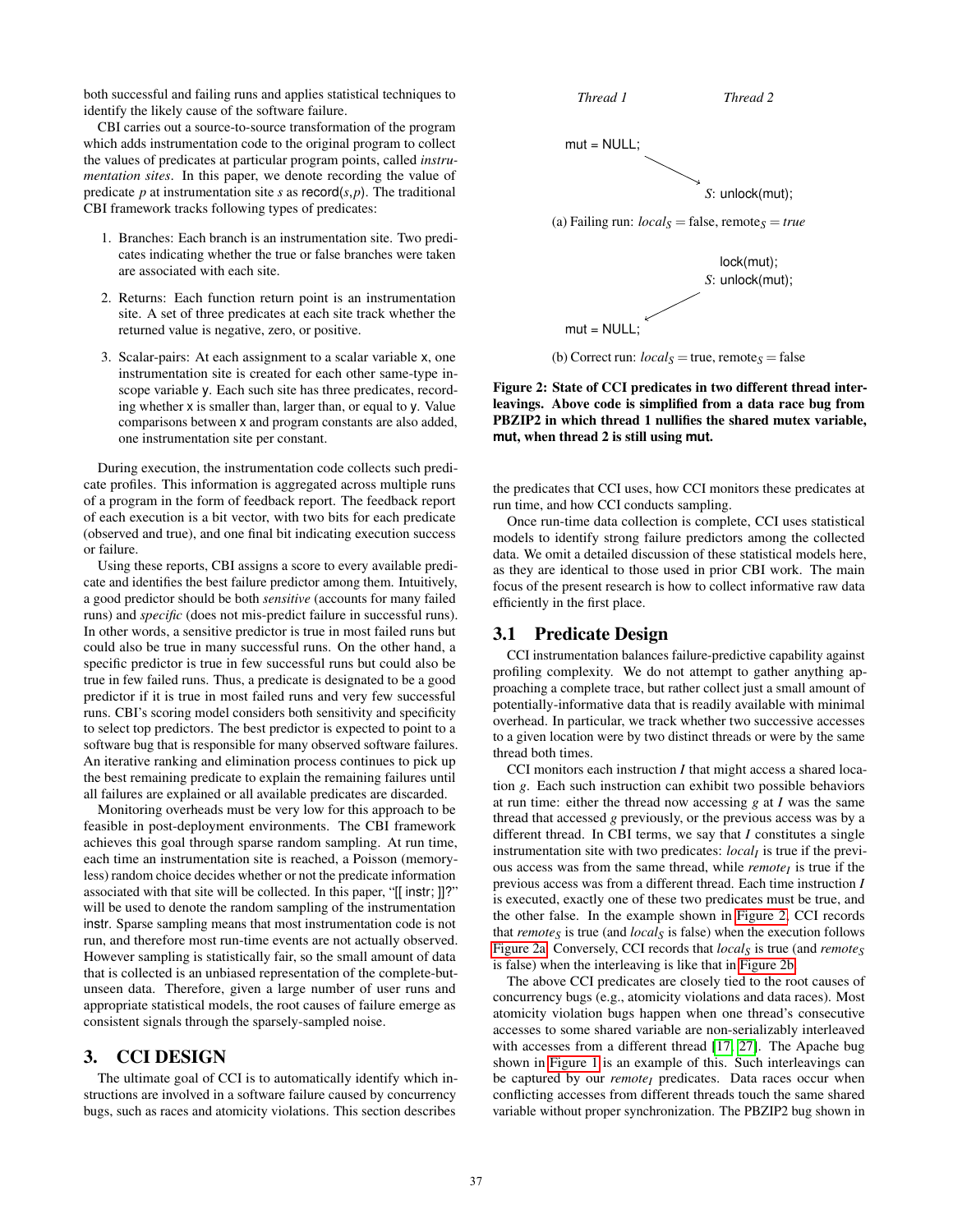both successful and failing runs and applies statistical techniques to identify the likely cause of the software failure.

CBI carries out a source-to-source transformation of the program which adds instrumentation code to the original program to collect the values of predicates at particular program points, called *instrumentation sites*. In this paper, we denote recording the value of predicate $p$ at instrumentation site $s$ as record($s$,$p$). The traditional CBI framework tracks following types of predicates:

1. Branches: Each branch is an instrumentation site. Two predicates indicating whether the true or false branches were taken are associated with each site.
2. Returns: Each function return point is an instrumentation site. A set of three predicates at each site track whether the returned value is negative, zero, or positive.
3. Scalar-pairs: At each assignment to a scalar variable x, one instrumentation site is created for each other same-type in-scope variable y. Each such site has three predicates, recording whether x is smaller than, larger than, or equal to y. Value comparisons between x and program constants are also added, one instrumentation site per constant.

During execution, the instrumentation code collects such predicate profiles. This information is aggregated across multiple runs of a program in the form of feedback report. The feedback report of each execution is a bit vector, with two bits for each predicate (observed and true), and one final bit indicating execution success or failure.

Using these reports, CBI assigns a score to every available predicate and identifies the best failure predictor among them. Intuitively, a good predictor should be both *sensitive* (accounts for many failed runs) and *specific* (does not mis-predict failure in successful runs). In other words, a sensitive predictor is true in most failed runs but could also be true in many successful runs. On the other hand, a specific predictor is true in few successful runs but could also be true in few failed runs. Thus, a predicate is designated to be a good predictor if it is true in most failed runs and very few successful runs. CBI's scoring model considers both sensitivity and specificity to select top predictors. The best predictor is expected to point to a software bug that is responsible for many observed software failures. An iterative ranking and elimination process continues to pick up the best remaining predicate to explain the remaining failures until all failures are explained or all available predicates are discarded.

Monitoring overheads must be very low for this approach to be feasible in post-deployment environments. The CBI framework achieves this goal through sparse random sampling. At run time, each time an instrumentation site is reached, a Poisson (memory-less) random choice decides whether or not the predicate information associated with that site will be collected. In this paper, "[[ instr; ]]?" will be used to denote the random sampling of the instrumentation instr. Sparse sampling means that most instrumentation code is not run, and therefore most run-time events are not actually observed. However sampling is statistically fair, so the small amount of data that is collected is an unbiased representation of the complete-but-unseen data. Therefore, given a large number of user runs and appropriate statistical models, the root causes of failure emerge as consistent signals through the sparsely-sampled noise.

## 3. CCI DESIGN

The ultimate goal of CCI is to automatically identify which instructions are involved in a software failure caused by concurrency bugs, such as races and atomicity violations. This section describes the predicates that CCI uses, how CCI monitors these predicates at run time, and how CCI conducts sampling.

*Thread 1* *Thread 2*

```
mut = NULL;
                         S: unlock(mut);
```

(a) Failing run: $local_S$ = false, $remote_S$ = *true*

```
                         lock(mut);
                         S: unlock(mut);
mut = NULL;
```

(b) Correct run: $local_S$ = true, $remote_S$ = false

**Figure 2: State of CCI predicates in two different thread interleavings. Above code is simplified from a data race bug from PBZIP2 in which thread 1 nullifies the shared mutex variable, mut, when thread 2 is still using mut.**

Once run-time data collection is complete, CCI uses statistical models to identify strong failure predictors among the collected data. We omit a detailed discussion of these statistical models here, as they are identical to those used in prior CBI work. The main focus of the present research is how to collect informative raw data efficiently in the first place.

### 3.1 Predicate Design

CCI instrumentation balances failure-predictive capability against profiling complexity. We do not attempt to gather anything approaching a complete trace, but rather collect just a small amount of potentially-informative data that is readily available with minimal overhead. In particular, we track whether two successive accesses to a given location were by two distinct threads or were by the same thread both times.

CCI monitors each instruction $I$ that might access a shared location $g$. Each such instruction can exhibit two possible behaviors at run time: either the thread now accessing $g$ at $I$ was the same thread that accessed $g$ previously, or the previous access was by a different thread. In CBI terms, we say that $I$ constitutes a single instrumentation site with two predicates: $local_I$ is true if the previous access was from the same thread, while $remote_I$ is true if the previous access was from a different thread. Each time instruction $I$ is executed, exactly one of these two predicates must be true, and the other false. In the example shown in Figure 2, CCI records that $remote_S$ is true (and $local_S$ is false) when the execution follows Figure 2a. Conversely, CCI records that $local_S$ is true (and $remote_S$ is false) when the interleaving is like that in Figure 2b.

The above CCI predicates are closely tied to the root causes of concurrency bugs (e.g., atomicity violations and data races). Most atomicity violation bugs happen when one thread's consecutive accesses to some shared variable are non-serializably interleaved with accesses from a different thread [17, 27]. The Apache bug shown in Figure 1 is an example of this. Such interleavings can be captured by our $remote_I$ predicates. Data races occur when conflicting accesses from different threads touch the same shared variable without proper synchronization. The PBZIP2 bug shown in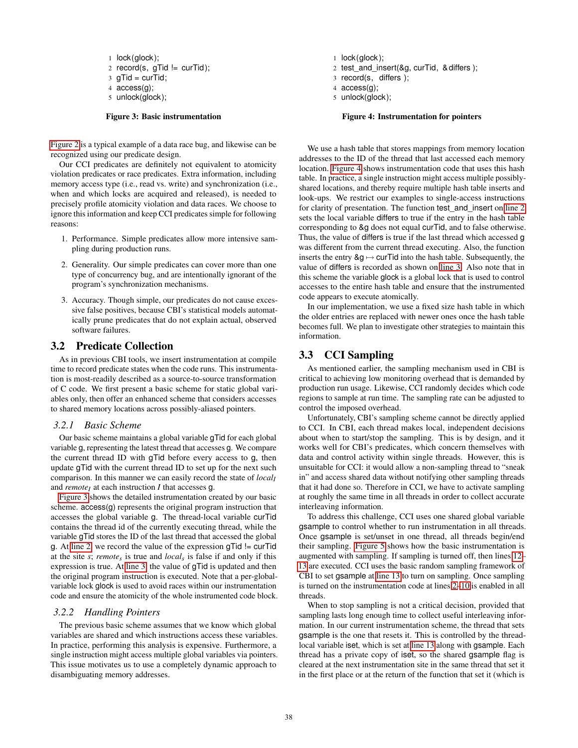```
1 lock(glock);
2 record(s, gTid != curTid);
3 gTid = curTid;
4 access(g);
5 unlock(glock);
```

**Figure 3: Basic instrumentation**

```
1 lock(glock);
2 test_and_insert(&g, curTid, &differs );
3 record(s, differs );
4 access(g);
5 unlock(glock);
```

**Figure 4: Instrumentation for pointers**

Figure 2 is a typical example of a data race bug, and likewise can be recognized using our predicate design.

Our CCI predicates are definitely not equivalent to atomicity violation predicates or race predicates. Extra information, including memory access type (i.e., read vs. write) and synchronization (i.e., when and which locks are acquired and released), is needed to precisely profile atomicity violation and data races. We choose to ignore this information and keep CCI predicates simple for following reasons:

1. Performance. Simple predicates allow more intensive sampling during production runs.
2. Generality. Our simple predicates can cover more than one type of concurrency bug, and are intentionally ignorant of the program's synchronization mechanisms.
3. Accuracy. Though simple, our predicates do not cause excessive false positives, because CBI's statistical models automatically prune predicates that do not explain actual, observed software failures.

## 3.2 Predicate Collection

As in previous CBI tools, we insert instrumentation at compile time to record predicate states when the code runs. This instrumentation is most-readily described as a source-to-source transformation of C code. We first present a basic scheme for static global variables only, then offer an enhanced scheme that considers accesses to shared memory locations across possibly-aliased pointers.

### 3.2.1 Basic Scheme

Our basic scheme maintains a global variable gTid for each global variable g, representing the latest thread that accesses g. We compare the current thread ID with gTid before every access to g, then update gTid with the current thread ID to set up for the next such comparison. In this manner we can easily record the state of $local_I$ and $remote_I$ at each instruction $I$ that accesses g.

Figure 3 shows the detailed instrumentation created by our basic scheme. access(g) represents the original program instruction that accesses the global variable g. The thread-local variable curTid contains the thread id of the currently executing thread, while the variable gTid stores the ID of the last thread that accessed the global g. At line 2, we record the value of the expression gTid != curTid at the site $s$; $remote_s$ is true and $local_s$ is false if and only if this expression is true. At line 3, the value of gTid is updated and then the original program instruction is executed. Note that a per-global-variable lock glock is used to avoid races within our instrumentation code and ensure the atomicity of the whole instrumented code block.

### 3.2.2 Handling Pointers

The previous basic scheme assumes that we know which global variables are shared and which instructions access these variables. In practice, performing this analysis is expensive. Furthermore, a single instruction might access multiple global variables via pointers. This issue motivates us to use a completely dynamic approach to disambiguating memory addresses.

We use a hash table that stores mappings from memory location addresses to the ID of the thread that last accessed each memory location. Figure 4 shows instrumentation code that uses this hash table. In practice, a single instruction might access multiple possibly-shared locations, and thereby require multiple hash table inserts and look-ups. We restrict our examples to single-access instructions for clarity of presentation. The function test_and_insert on line 2 sets the local variable differs to true if the entry in the hash table corresponding to &g does not equal curTid, and to false otherwise. Thus, the value of differs is true if the last thread which accessed g was different from the current thread executing. Also, the function inserts the entry &g $\mapsto$ curTid into the hash table. Subsequently, the value of differs is recorded as shown on line 3. Also note that in this scheme the variable glock is a global lock that is used to control accesses to the entire hash table and ensure that the instrumented code appears to execute atomically.

In our implementation, we use a fixed size hash table in which the older entries are replaced with newer ones once the hash table becomes full. We plan to investigate other strategies to maintain this information.

## 3.3 CCI Sampling

As mentioned earlier, the sampling mechanism used in CBI is critical to achieving low monitoring overhead that is demanded by production run usage. Likewise, CCI randomly decides which code regions to sample at run time. The sampling rate can be adjusted to control the imposed overhead.

Unfortunately, CBI's sampling scheme cannot be directly applied to CCI. In CBI, each thread makes local, independent decisions about when to start/stop the sampling. This is by design, and it works well for CBI's predicates, which concern themselves with data and control activity within single threads. However, this is unsuitable for CCI: it would allow a non-sampling thread to "sneak in" and access shared data without notifying other sampling threads that it had done so. Therefore in CCI, we have to activate sampling at roughly the same time in all threads in order to collect accurate interleaving information.

To address this challenge, CCI uses one shared global variable gsample to control whether to run instrumentation in all threads. Once gsample is set/unset in one thread, all threads begin/end their sampling. Figure 5 shows how the basic instrumentation is augmented with sampling. If sampling is turned off, then lines 12–13 are executed. CCI uses the basic random sampling framework of CBI to set gsample at line 13 to turn on sampling. Once sampling is turned on the instrumentation code at lines 2–10 is enabled in all threads.

When to stop sampling is not a critical decision, provided that sampling lasts long enough time to collect useful interleaving information. In our current instrumentation scheme, the thread that sets gsample is the one that resets it. This is controlled by the thread-local variable iset, which is set at line 13 along with gsample. Each thread has a private copy of iset, so the shared gsample flag is cleared at the next instrumentation site in the same thread that set it in the first place or at the return of the function that set it (which is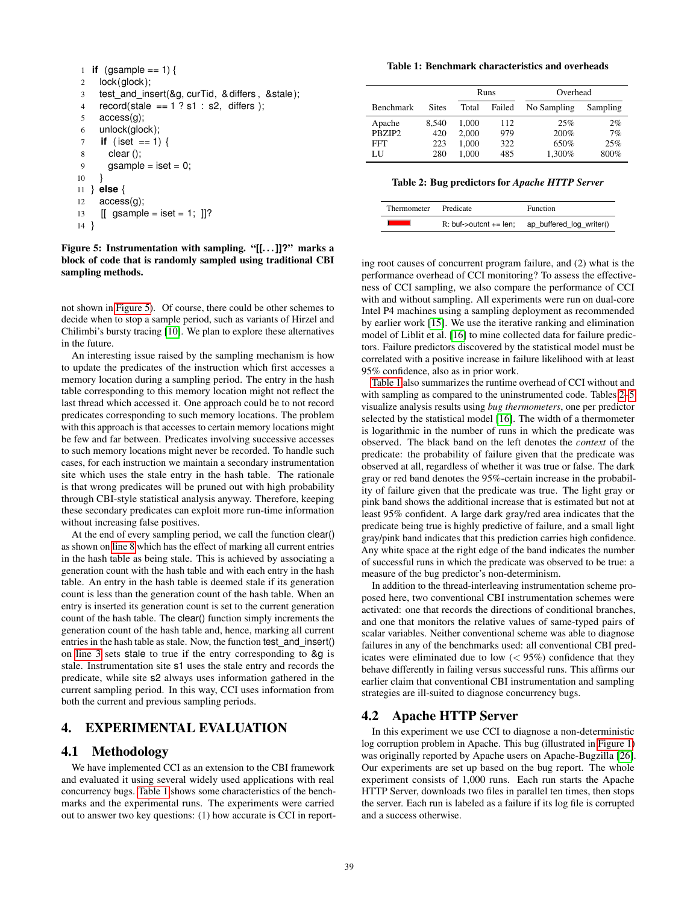```
1  if (gsample == 1) {
2    lock(glock);
3    test_and_insert(&g, curTid, &differs, &stale);
4    record(stale == 1 ? s1 : s2, differs );
5    access(g);
6    unlock(glock);
7    if (iset == 1) {
8      clear ();
9      gsample = iset = 0;
10   }
11 } else {
12   access(g);
13   [[ gsample = iset = 1; ]]?
14 }
```

**Figure 5: Instrumentation with sampling. "[[...]]?" marks a block of code that is randomly sampled using traditional CBI sampling methods.**

not shown in Figure 5). Of course, there could be other schemes to decide when to stop a sample period, such as variants of Hirzel and Chilimbi's bursty tracing [10]. We plan to explore these alternatives in the future.

An interesting issue raised by the sampling mechanism is how to update the predicates of the instruction which first accesses a memory location during a sampling period. The entry in the hash table corresponding to this memory location might not reflect the last thread which accessed it. One approach could be to not record predicates corresponding to such memory locations. The problem with this approach is that accesses to certain memory locations might be few and far between. Predicates involving successive accesses to such memory locations might never be recorded. To handle such cases, for each instruction we maintain a secondary instrumentation site which uses the stale entry in the hash table. The rationale is that wrong predicates will be pruned out with high probability through CBI-style statistical analysis anyway. Therefore, keeping these secondary predicates can exploit more run-time information without increasing false positives.

At the end of every sampling period, we call the function clear() as shown on line 8 which has the effect of marking all current entries in the hash table as being stale. This is achieved by associating a generation count with the hash table and with each entry in the hash table. An entry in the hash table is deemed stale if its generation count is less than the generation count of the hash table. When an entry is inserted its generation count is set to the current generation count of the hash table. The clear() function simply increments the generation count of the hash table and, hence, marking all current entries in the hash table as stale. Now, the function test_and_insert() on line 3 sets stale to true if the entry corresponding to &g is stale. Instrumentation site s1 uses the stale entry and records the predicate, while site s2 always uses information gathered in the current sampling period. In this way, CCI uses information from both the current and previous sampling periods.

# 4. EXPERIMENTAL EVALUATION

## 4.1 Methodology

We have implemented CCI as an extension to the CBI framework and evaluated it using several widely used applications with real concurrency bugs. Table 1 shows some characteristics of the benchmarks and the experimental runs. The experiments were carried out to answer two key questions: (1) how accurate is CCI in reporting root causes of concurrent program failure, and (2) what is the performance overhead of CCI monitoring? To assess the effectiveness of CCI sampling, we also compare the performance of CCI with and without sampling. All experiments were run on dual-core Intel P4 machines using a sampling deployment as recommended by earlier work [15]. We use the iterative ranking and elimination model of Liblit et al. [16] to mine collected data for failure predictors. Failure predictors discovered by the statistical model must be correlated with a positive increase in failure likelihood with at least 95% confidence, also as in prior work.

**Table 1: Benchmark characteristics and overheads**

| | | Runs | | Overhead | |
|---|---|---|---|---|---|
| Benchmark | Sites | Total | Failed | No Sampling | Sampling |
| Apache | 8,540 | 1,000 | 112 | 25% | 2% |
| PBZIP2 | 420 | 2,000 | 979 | 200% | 7% |
| FFT | 223 | 1,000 | 322 | 650% | 25% |
| LU | 280 | 1,000 | 485 | 1,300% | 800% |

**Table 2: Bug predictors for *Apache HTTP Server***

| Thermometer | Predicate | Function |
|---|---|---|
| | R: buf->outcnt += len; | ap_buffered_log_writer() |

Table 1 also summarizes the runtime overhead of CCI without and with sampling as compared to the uninstrumented code. Tables 2–5 visualize analysis results using *bug thermometers*, one per predictor selected by the statistical model [16]. The width of a thermometer is logarithmic in the number of runs in which the predicate was observed. The black band on the left denotes the *context* of the predicate: the probability of failure given that the predicate was observed at all, regardless of whether it was true or false. The dark gray or red band denotes the 95%-certain increase in the probability of failure given that the predicate was true. The light gray or pink band shows the additional increase that is estimated but not at least 95% confident. A large dark gray/red area indicates that the predicate being true is highly predictive of failure, and a small light gray/pink band indicates that this prediction carries high confidence. Any white space at the right edge of the band indicates the number of successful runs in which the predicate was observed to be true: a measure of the bug predictor's non-determinism.

In addition to the thread-interleaving instrumentation scheme proposed here, two conventional CBI instrumentation schemes were activated: one that records the directions of conditional branches, and one that monitors the relative values of same-typed pairs of scalar variables. Neither conventional scheme was able to diagnose failures in any of the benchmarks used: all conventional CBI predicates were eliminated due to low (< 95%) confidence that they behave differently in failing versus successful runs. This affirms our earlier claim that conventional CBI instrumentation and sampling strategies are ill-suited to diagnose concurrency bugs.

## 4.2 Apache HTTP Server

In this experiment we use CCI to diagnose a non-deterministic log corruption problem in Apache. This bug (illustrated in Figure 1) was originally reported by Apache users on Apache-Bugzilla [26]. Our experiments are set up based on the bug report. The whole experiment consists of 1,000 runs. Each run starts the Apache HTTP Server, downloads two files in parallel ten times, then stops the server. Each run is labeled as a failure if its log file is corrupted and a success otherwise.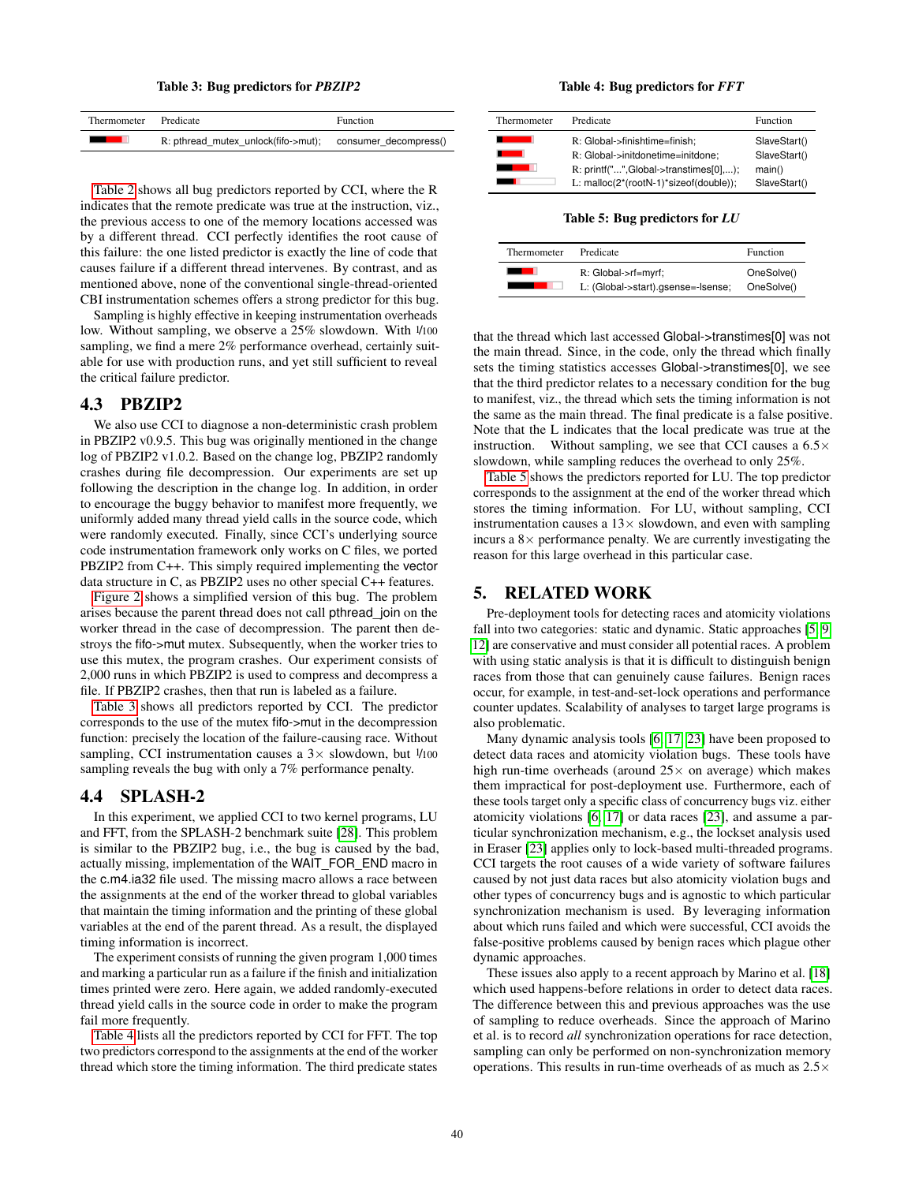**Table 3: Bug predictors for *PBZIP2***

| Thermometer | Predicate | Function |
|---|---|---|
| | R: pthread_mutex_unlock(fifo->mut); | consumer_decompress() |

Table 2 shows all bug predictors reported by CCI, where the R indicates that the remote predicate was true at the instruction, viz., the previous access to one of the memory locations accessed was by a different thread. CCI perfectly identifies the root cause of this failure: the one listed predictor is exactly the line of code that causes failure if a different thread intervenes. By contrast, and as mentioned above, none of the conventional single-thread-oriented CBI instrumentation schemes offers a strong predictor for this bug.

Sampling is highly effective in keeping instrumentation overheads low. Without sampling, we observe a 25% slowdown. With 1/100 sampling, we find a mere 2% performance overhead, certainly suitable for use with production runs, and yet still sufficient to reveal the critical failure predictor.

## 4.3 PBZIP2

We also use CCI to diagnose a non-deterministic crash problem in PBZIP2 v0.9.5. This bug was originally mentioned in the change log of PBZIP2 v1.0.2. Based on the change log, PBZIP2 randomly crashes during file decompression. Our experiments are set up following the description in the change log. In addition, in order to encourage the buggy behavior to manifest more frequently, we uniformly added many thread yield calls in the source code, which were randomly executed. Finally, since CCI's underlying source code instrumentation framework only works on C files, we ported PBZIP2 from C++. This simply required implementing the vector data structure in C, as PBZIP2 uses no other special C++ features.

Figure 2 shows a simplified version of this bug. The problem arises because the parent thread does not call pthread_join on the worker thread in the case of decompression. The parent then destroys the fifo->mut mutex. Subsequently, when the worker tries to use this mutex, the program crashes. Our experiment consists of 2,000 runs in which PBZIP2 is used to compress and decompress a file. If PBZIP2 crashes, then that run is labeled as a failure.

Table 3 shows all predictors reported by CCI. The predictor corresponds to the use of the mutex fifo->mut in the decompression function: precisely the location of the failure-causing race. Without sampling, CCI instrumentation causes a 3× slowdown, but 1/100 sampling reveals the bug with only a 7% performance penalty.

## 4.4 SPLASH-2

In this experiment, we applied CCI to two kernel programs, LU and FFT, from the SPLASH-2 benchmark suite [28]. This problem is similar to the PBZIP2 bug, i.e., the bug is caused by the bad, actually missing, implementation of the WAIT_FOR_END macro in the c.m4.ia32 file used. The missing macro allows a race between the assignments at the end of the worker thread to global variables that maintain the timing information and the printing of these global variables at the end of the parent thread. As a result, the displayed timing information is incorrect.

The experiment consists of running the given program 1,000 times and marking a particular run as a failure if the finish and initialization times printed were zero. Here again, we added randomly-executed thread yield calls in the source code in order to make the program fail more frequently.

Table 4 lists all the predictors reported by CCI for FFT. The top two predictors correspond to the assignments at the end of the worker thread which store the timing information. The third predicate states that the thread which last accessed Global->transtimes[0] was not the main thread. Since, in the code, only the thread which finally sets the timing statistics accesses Global->transtimes[0], we see that the third predictor relates to a necessary condition for the bug to manifest, viz., the thread which sets the timing information is not the same as the main thread. The final predicate is a false positive. Note that the L indicates that the local predicate was true at the instruction. Without sampling, we see that CCI causes a 6.5× slowdown, while sampling reduces the overhead to only 25%.

**Table 4: Bug predictors for *FFT***

| Thermometer | Predicate | Function |
|---|---|---|
| | R: Global->finishtime=finish; | SlaveStart() |
| | R: Global->initdonetime=initdone; | SlaveStart() |
| | R: printf("...",Global->transtimes[0],...); | main() |
| | L: malloc(2*(rootN-1)*sizeof(double)); | SlaveStart() |

**Table 5: Bug predictors for *LU***

| Thermometer | Predicate | Function |
|---|---|---|
| | R: Global->rf=myrf; | OneSolve() |
| | L: (Global->start).gsense=-lsense; | OneSolve() |

Table 5 shows the predictors reported for LU. The top predictor corresponds to the assignment at the end of the worker thread which stores the timing information. For LU, without sampling, CCI instrumentation causes a 13× slowdown, and even with sampling incurs a 8× performance penalty. We are currently investigating the reason for this large overhead in this particular case.

# 5. RELATED WORK

Pre-deployment tools for detecting races and atomicity violations fall into two categories: static and dynamic. Static approaches [5, 9, 12] are conservative and must consider all potential races. A problem with using static analysis is that it is difficult to distinguish benign races from those that can genuinely cause failures. Benign races occur, for example, in test-and-set-lock operations and performance counter updates. Scalability of analyses to target large programs is also problematic.

Many dynamic analysis tools [6, 17, 23] have been proposed to detect data races and atomicity violation bugs. These tools have high run-time overheads (around 25× on average) which makes them impractical for post-deployment use. Furthermore, each of these tools target only a specific class of concurrency bugs viz. either atomicity violations [6, 17] or data races [23], and assume a particular synchronization mechanism, e.g., the lockset analysis used in Eraser [23] applies only to lock-based multi-threaded programs. CCI targets the root causes of a wide variety of software failures caused by not just data races but also atomicity violation bugs and other types of concurrency bugs and is agnostic to which particular synchronization mechanism is used. By leveraging information about which runs failed and which were successful, CCI avoids the false-positive problems caused by benign races which plague other dynamic approaches.

These issues also apply to a recent approach by Marino et al. [18] which used happens-before relations in order to detect data races. The difference between this and previous approaches was the use of sampling to reduce overheads. Since the approach of Marino et al. is to record *all* synchronization operations for race detection, sampling can only be performed on non-synchronization memory operations. This results in run-time overheads of as much as 2.5×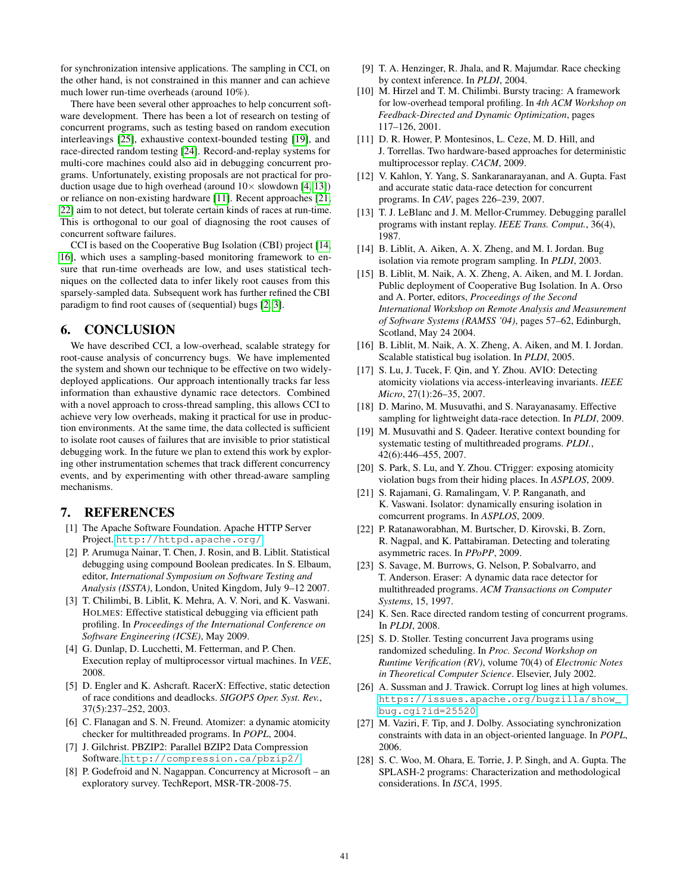for synchronization intensive applications. The sampling in CCI, on the other hand, is not constrained in this manner and can achieve much lower run-time overheads (around 10%).

There have been several other approaches to help concurrent software development. There has been a lot of research on testing of concurrent programs, such as testing based on random execution interleavings [25], exhaustive context-bounded testing [19], and race-directed random testing [24]. Record-and-replay systems for multi-core machines could also aid in debugging concurrent programs. Unfortunately, existing proposals are not practical for production usage due to high overhead (around $10\times$ slowdown [4, 13]) or reliance on non-existing hardware [11]. Recent approaches [21, 22] aim to not detect, but tolerate certain kinds of races at run-time. This is orthogonal to our goal of diagnosing the root causes of concurrent software failures.

CCI is based on the Cooperative Bug Isolation (CBI) project [14, 16], which uses a sampling-based monitoring framework to ensure that run-time overheads are low, and uses statistical techniques on the collected data to infer likely root causes from this sparsely-sampled data. Subsequent work has further refined the CBI paradigm to find root causes of (sequential) bugs [2, 3].

## 6. CONCLUSION

We have described CCI, a low-overhead, scalable strategy for root-cause analysis of concurrency bugs. We have implemented the system and shown our technique to be effective on two widely-deployed applications. Our approach intentionally tracks far less information than exhaustive dynamic race detectors. Combined with a novel approach to cross-thread sampling, this allows CCI to achieve very low overheads, making it practical for use in production environments. At the same time, the data collected is sufficient to isolate root causes of failures that are invisible to prior statistical debugging work. In the future we plan to extend this work by exploring other instrumentation schemes that track different concurrency events, and by experimenting with other thread-aware sampling mechanisms.

## 7. REFERENCES

[1] The Apache Software Foundation. Apache HTTP Server Project. http://httpd.apache.org/.

[2] P. Arumuga Nainar, T. Chen, J. Rosin, and B. Liblit. Statistical debugging using compound Boolean predicates. In S. Elbaum, editor, *International Symposium on Software Testing and Analysis (ISSTA)*, London, United Kingdom, July 9–12 2007.

[3] T. Chilimbi, B. Liblit, K. Mehra, A. V. Nori, and K. Vaswani. HOLMES: Effective statistical debugging via efficient path profiling. In *Proceedings of the International Conference on Software Engineering (ICSE)*, May 2009.

[4] G. Dunlap, D. Lucchetti, M. Fetterman, and P. Chen. Execution replay of multiprocessor virtual machines. In *VEE*, 2008.

[5] D. Engler and K. Ashcraft. RacerX: Effective, static detection of race conditions and deadlocks. *SIGOPS Oper. Syst. Rev.*, 37(5):237–252, 2003.

[6] C. Flanagan and S. N. Freund. Atomizer: a dynamic atomicity checker for multithreaded programs. In *POPL*, 2004.

[7] J. Gilchrist. PBZIP2: Parallel BZIP2 Data Compression Software. http://compression.ca/pbzip2/.

[8] P. Godefroid and N. Nagappan. Concurrency at Microsoft – an exploratory survey. TechReport, MSR-TR-2008-75.

[9] T. A. Henzinger, R. Jhala, and R. Majumdar. Race checking by context inference. In *PLDI*, 2004.

[10] M. Hirzel and T. M. Chilimbi. Bursty tracing: A framework for low-overhead temporal profiling. In *4th ACM Workshop on Feedback-Directed and Dynamic Optimization*, pages 117–126, 2001.

[11] D. R. Hower, P. Montesinos, L. Ceze, M. D. Hill, and J. Torrellas. Two hardware-based approaches for deterministic multiprocessor replay. *CACM*, 2009.

[12] V. Kahlon, Y. Yang, S. Sankaranarayanan, and A. Gupta. Fast and accurate static data-race detection for concurrent programs. In *CAV*, pages 226–239, 2007.

[13] T. J. LeBlanc and J. M. Mellor-Crummey. Debugging parallel programs with instant replay. *IEEE Trans. Comput.*, 36(4), 1987.

[14] B. Liblit, A. Aiken, A. X. Zheng, and M. I. Jordan. Bug isolation via remote program sampling. In *PLDI*, 2003.

[15] B. Liblit, M. Naik, A. X. Zheng, A. Aiken, and M. I. Jordan. Public deployment of Cooperative Bug Isolation. In A. Orso and A. Porter, editors, *Proceedings of the Second International Workshop on Remote Analysis and Measurement of Software Systems (RAMSS '04)*, pages 57–62, Edinburgh, Scotland, May 24 2004.

[16] B. Liblit, M. Naik, A. X. Zheng, A. Aiken, and M. I. Jordan. Scalable statistical bug isolation. In *PLDI*, 2005.

[17] S. Lu, J. Tucek, F. Qin, and Y. Zhou. AVIO: Detecting atomicity violations via access-interleaving invariants. *IEEE Micro*, 27(1):26–35, 2007.

[18] D. Marino, M. Musuvathi, and S. Narayanasamy. Effective sampling for lightweight data-race detection. In *PLDI*, 2009.

[19] M. Musuvathi and S. Qadeer. Iterative context bounding for systematic testing of multithreaded programs. *PLDI.*, 42(6):446–455, 2007.

[20] S. Park, S. Lu, and Y. Zhou. CTrigger: exposing atomicity violation bugs from their hiding places. In *ASPLOS*, 2009.

[21] S. Rajamani, G. Ramalingam, V. P. Ranganath, and K. Vaswani. Isolator: dynamically ensuring isolation in comcurrent programs. In *ASPLOS*, 2009.

[22] P. Ratanaworabhan, M. Burtscher, D. Kirovski, B. Zorn, R. Nagpal, and K. Pattabiraman. Detecting and tolerating asymmetric races. In *PPoPP*, 2009.

[23] S. Savage, M. Burrows, G. Nelson, P. Sobalvarro, and T. Anderson. Eraser: A dynamic data race detector for multithreaded programs. *ACM Transactions on Computer Systems*, 15, 1997.

[24] K. Sen. Race directed random testing of concurrent programs. In *PLDI*, 2008.

[25] S. D. Stoller. Testing concurrent Java programs using randomized scheduling. In *Proc. Second Workshop on Runtime Verification (RV)*, volume 70(4) of *Electronic Notes in Theoretical Computer Science*. Elsevier, July 2002.

[26] A. Sussman and J. Trawick. Corrupt log lines at high volumes. https://issues.apache.org/bugzilla/show_bug.cgi?id=25520.

[27] M. Vaziri, F. Tip, and J. Dolby. Associating synchronization constraints with data in an object-oriented language. In *POPL*, 2006.

[28] S. C. Woo, M. Ohara, E. Torrie, J. P. Singh, and A. Gupta. The SPLASH-2 programs: Characterization and methodological considerations. In *ISCA*, 1995.